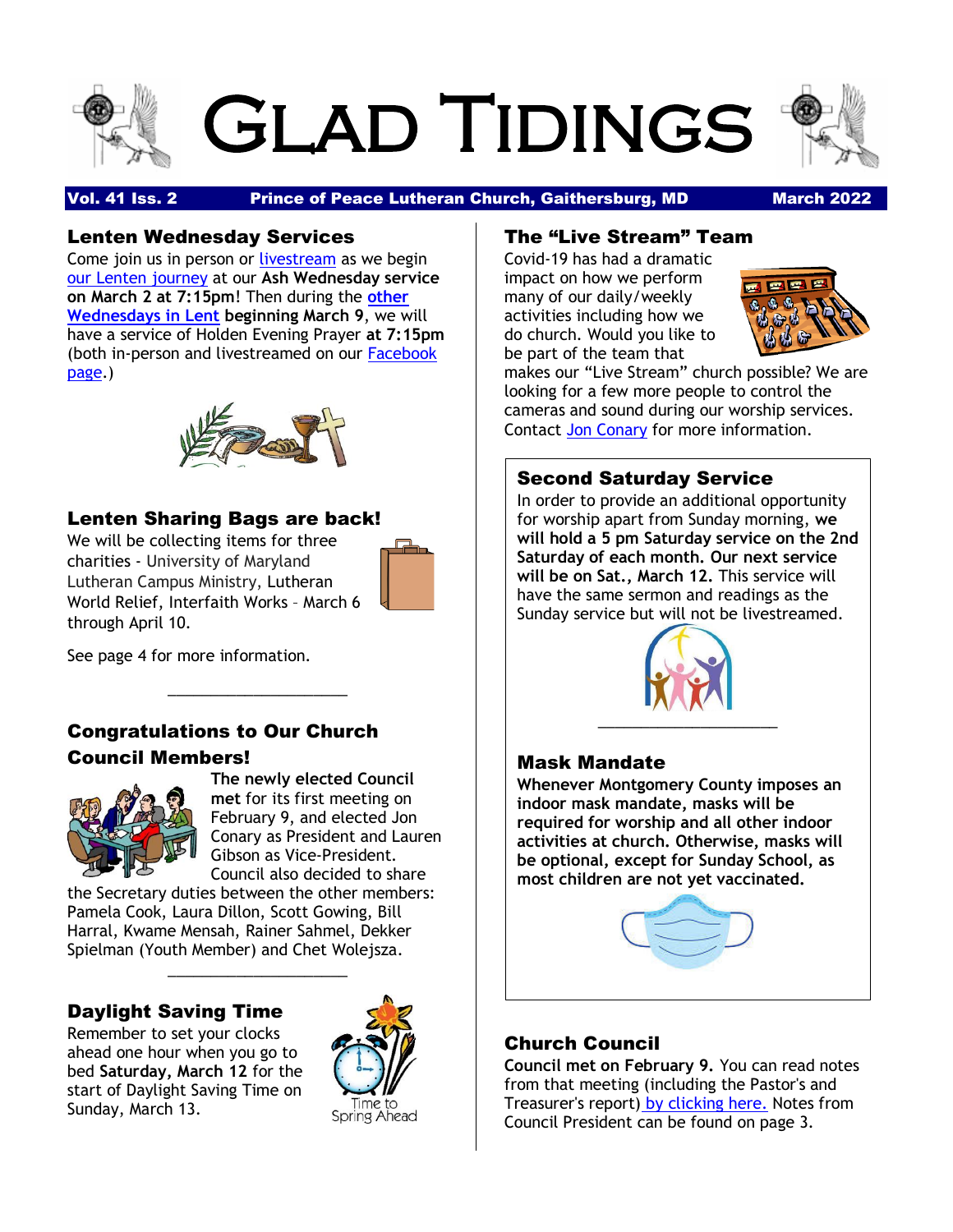# Glad Tidings

**Vol. 41 Iss. 2 | Prince of Peace Lutheran Church, Gaithersburg, MD | March 2022**

## Lenten Wednesday Services

Come join us in person or livestream as we begin our Lenten journey at our **Ash Wednesday service on March 2 at 7:15pm**! Then during the **other Wednesdays in Lent beginning March 9**, we will have a service of Holden Evening Prayer **at 7:15pm** (both in-person and livestreamed on our Facebook page.)

## Lenten Sharing Bags are back!

We will be collecting items for three charities - University of Maryland Lutheran Campus Ministry, Lutheran World Relief, Interfaith Works – March 6 through April 10.

See page 4 for more information.

## Congratulations to Our Church Council Members!

**The newly elected Council met** for its first meeting on February 9, and elected Jon Conary as President and Lauren Gibson as Vice-President. Council also decided to share the Secretary duties between the other members: Pamela Cook, Laura Dillon, Scott Gowing, Bill Harral, Kwame Mensah, Rainer Sahmel, Dekker Spielman (Youth Member) and Chet Wolejsza.

## Daylight Saving Time

Remember to set your clocks ahead one hour when you go to bed **Saturday, March 12** for the start of Daylight Saving Time on Sunday, March 13.

Time to Spring Ahead

## The "Live Stream" Team

Covid-19 has had a dramatic impact on how we perform many of our daily/weekly activities including how we do church. Would you like to be part of the team that makes our "Live Stream" church possible? We are looking for a few more people to control the cameras and sound during our worship services. Contact Jon Conary for more information.

## Second Saturday Service

In order to provide an additional opportunity for worship apart from Sunday morning, **we will hold a 5 pm Saturday service on the 2nd Saturday of each month. Our next service will be on Sat., March 12.** This service will have the same sermon and readings as the Sunday service but will not be livestreamed.

## Mask Mandate

**Whenever Montgomery County imposes an indoor mask mandate, masks will be required for worship and all other indoor activities at church. Otherwise, masks will be optional, except for Sunday School, as most children are not yet vaccinated.**

## Church Council

**Council met on February 9.** You can read notes from that meeting (including the Pastor's and Treasurer's report) by clicking here. Notes from Council President can be found on page 3.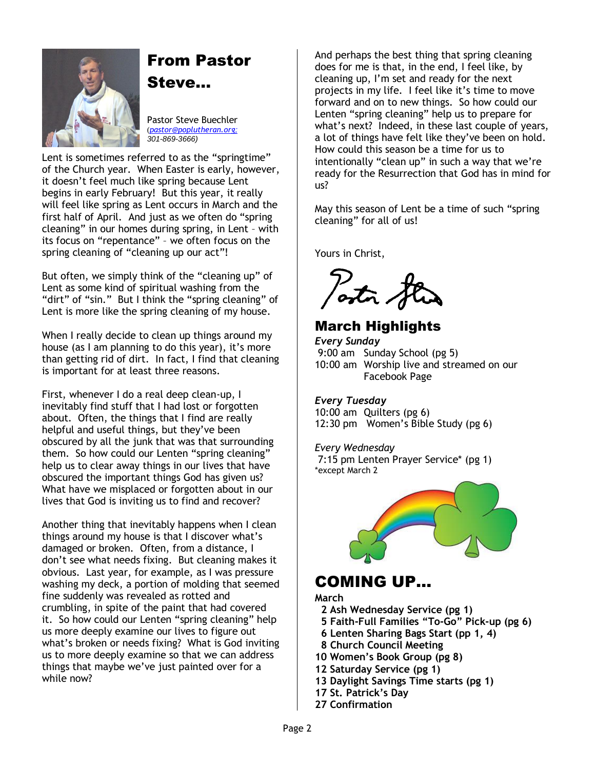## From Pastor Steve...

Pastor Steve Buechler
*(pastor@poplutheran.org; 301-869-3666)*

Lent is sometimes referred to as the "springtime" of the Church year. When Easter is early, however, it doesn't feel much like spring because Lent begins in early February! But this year, it really will feel like spring as Lent occurs in March and the first half of April. And just as we often do "spring cleaning" in our homes during spring, in Lent – with its focus on "repentance" – we often focus on the spring cleaning of "cleaning up our act"!

But often, we simply think of the "cleaning up" of Lent as some kind of spiritual washing from the "dirt" of "sin." But I think the "spring cleaning" of Lent is more like the spring cleaning of my house.

When I really decide to clean up things around my house (as I am planning to do this year), it's more than getting rid of dirt. In fact, I find that cleaning is important for at least three reasons.

First, whenever I do a real deep clean-up, I inevitably find stuff that I had lost or forgotten about. Often, the things that I find are really helpful and useful things, but they've been obscured by all the junk that was that surrounding them. So how could our Lenten "spring cleaning" help us to clear away things in our lives that have obscured the important things God has given us? What have we misplaced or forgotten about in our lives that God is inviting us to find and recover?

Another thing that inevitably happens when I clean things around my house is that I discover what's damaged or broken. Often, from a distance, I don't see what needs fixing. But cleaning makes it obvious. Last year, for example, as I was pressure washing my deck, a portion of molding that seemed fine suddenly was revealed as rotted and crumbling, in spite of the paint that had covered it. So how could our Lenten "spring cleaning" help us more deeply examine our lives to figure out what's broken or needs fixing? What is God inviting us to more deeply examine so that we can address things that maybe we've just painted over for a while now?

And perhaps the best thing that spring cleaning does for me is that, in the end, I feel like, by cleaning up, I'm set and ready for the next projects in my life. I feel like it's time to move forward and on to new things. So how could our Lenten "spring cleaning" help us to prepare for what's next? Indeed, in these last couple of years, a lot of things have felt like they've been on hold. How could this season be a time for us to intentionally "clean up" in such a way that we're ready for the Resurrection that God has in mind for us?

May this season of Lent be a time of such "spring cleaning" for all of us!

Yours in Christ,

Pastor Steve

## March Highlights

***Every Sunday***
9:00 am Sunday School (pg 5)
10:00 am Worship live and streamed on our Facebook Page

***Every Tuesday***
10:00 am Quilters (pg 6)
12:30 pm Women's Bible Study (pg 6)

*Every Wednesday*
7:15 pm Lenten Prayer Service* (pg 1)
*except March 2

## COMING UP...

**March**

**2 Ash Wednesday Service (pg 1)**
**5 Faith-Full Families "To-Go" Pick-up (pg 6)**
**6 Lenten Sharing Bags Start (pp 1, 4)**
**8 Church Council Meeting**
**10 Women's Book Group (pg 8)**
**12 Saturday Service (pg 1)**
**13 Daylight Savings Time starts (pg 1)**
**17 St. Patrick's Day**
**27 Confirmation**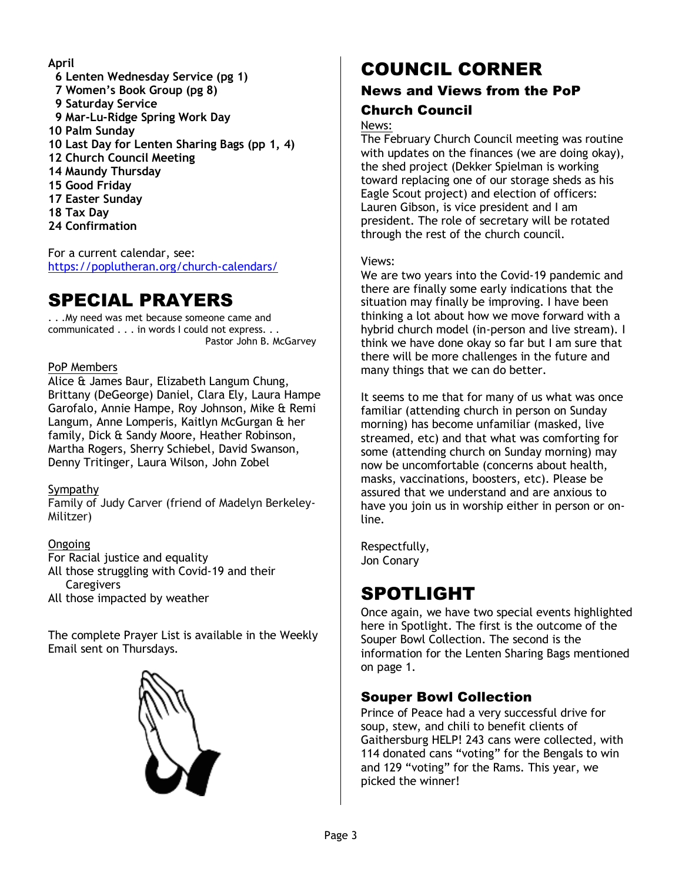**April**

**6 Lenten Wednesday Service (pg 1)**
**7 Women's Book Group (pg 8)**
**9 Saturday Service**
**9 Mar-Lu-Ridge Spring Work Day**
**10 Palm Sunday**
**10 Last Day for Lenten Sharing Bags (pp 1, 4)**
**12 Church Council Meeting**
**14 Maundy Thursday**
**15 Good Friday**
**17 Easter Sunday**
**18 Tax Day**
**24 Confirmation**

For a current calendar, see:
https://poplutheran.org/church-calendars/

# SPECIAL PRAYERS

. . .My need was met because someone came and communicated . . . in words I could not express. . .

Pastor John B. McGarvey

PoP Members

Alice & James Baur, Elizabeth Langum Chung, Brittany (DeGeorge) Daniel, Clara Ely, Laura Hampe Garofalo, Annie Hampe, Roy Johnson, Mike & Remi Langum, Anne Lomperis, Kaitlyn McGurgan & her family, Dick & Sandy Moore, Heather Robinson, Martha Rogers, Sherry Schiebel, David Swanson, Denny Tritinger, Laura Wilson, John Zobel

Sympathy

Family of Judy Carver (friend of Madelyn Berkeley-Militzer)

Ongoing

For Racial justice and equality
All those struggling with Covid-19 and their Caregivers
All those impacted by weather

The complete Prayer List is available in the Weekly Email sent on Thursdays.

# COUNCIL CORNER

## News and Views from the PoP Church Council

News:

The February Church Council meeting was routine with updates on the finances (we are doing okay), the shed project (Dekker Spielman is working toward replacing one of our storage sheds as his Eagle Scout project) and election of officers: Lauren Gibson, is vice president and I am president. The role of secretary will be rotated through the rest of the church council.

Views:

We are two years into the Covid-19 pandemic and there are finally some early indications that the situation may finally be improving. I have been thinking a lot about how we move forward with a hybrid church model (in-person and live stream). I think we have done okay so far but I am sure that there will be more challenges in the future and many things that we can do better.

It seems to me that for many of us what was once familiar (attending church in person on Sunday morning) has become unfamiliar (masked, live streamed, etc) and that what was comforting for some (attending church on Sunday morning) may now be uncomfortable (concerns about health, masks, vaccinations, boosters, etc). Please be assured that we understand and are anxious to have you join us in worship either in person or on-line.

Respectfully,
Jon Conary

# SPOTLIGHT

Once again, we have two special events highlighted here in Spotlight. The first is the outcome of the Souper Bowl Collection. The second is the information for the Lenten Sharing Bags mentioned on page 1.

### Souper Bowl Collection

Prince of Peace had a very successful drive for soup, stew, and chili to benefit clients of Gaithersburg HELP! 243 cans were collected, with 114 donated cans "voting" for the Bengals to win and 129 "voting" for the Rams. This year, we picked the winner!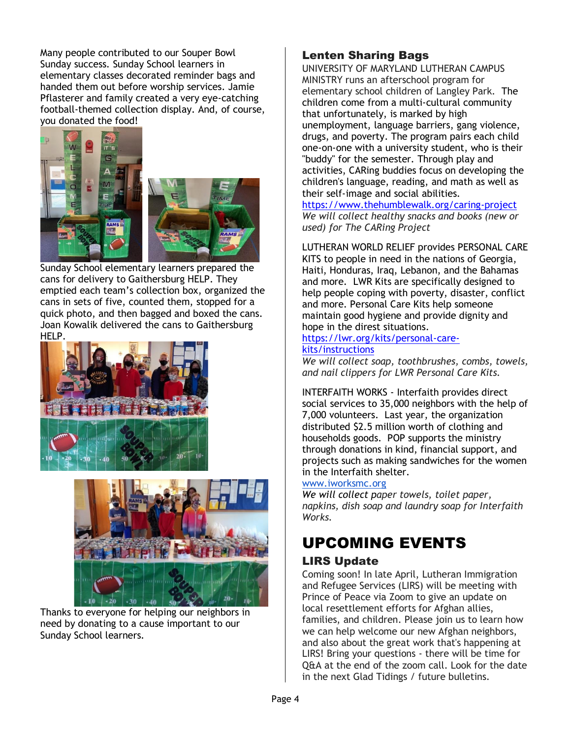Many people contributed to our Souper Bowl Sunday success. Sunday School learners in elementary classes decorated reminder bags and handed them out before worship services. Jamie Pflasterer and family created a very eye-catching football-themed collection display. And, of course, you donated the food!

Sunday School elementary learners prepared the cans for delivery to Gaithersburg HELP. They emptied each team's collection box, organized the cans in sets of five, counted them, stopped for a quick photo, and then bagged and boxed the cans. Joan Kowalik delivered the cans to Gaithersburg HELP.

Thanks to everyone for helping our neighbors in need by donating to a cause important to our Sunday School learners.

## Lenten Sharing Bags

UNIVERSITY OF MARYLAND LUTHERAN CAMPUS MINISTRY runs an afterschool program for elementary school children of Langley Park. The children come from a multi-cultural community that unfortunately, is marked by high unemployment, language barriers, gang violence, drugs, and poverty. The program pairs each child one-on-one with a university student, who is their "buddy" for the semester. Through play and activities, CARing buddies focus on developing the children's language, reading, and math as well as their self-image and social abilities.
https://www.thehumblewalk.org/caring-project
*We will collect healthy snacks and books (new or used) for The CARing Project*

LUTHERAN WORLD RELIEF provides PERSONAL CARE KITS to people in need in the nations of Georgia, Haiti, Honduras, Iraq, Lebanon, and the Bahamas and more. LWR Kits are specifically designed to help people coping with poverty, disaster, conflict and more. Personal Care Kits help someone maintain good hygiene and provide dignity and hope in the direst situations.
https://lwr.org/kits/personal-care-kits/instructions
*We will collect soap, toothbrushes, combs, towels, and nail clippers for LWR Personal Care Kits.*

INTERFAITH WORKS - Interfaith provides direct social services to 35,000 neighbors with the help of 7,000 volunteers. Last year, the organization distributed $2.5 million worth of clothing and households goods. POP supports the ministry through donations in kind, financial support, and projects such as making sandwiches for the women in the Interfaith shelter.
www.iworksmc.org
*We will collect paper towels, toilet paper, napkins, dish soap and laundry soap for Interfaith Works.*

# UPCOMING EVENTS

## LIRS Update

Coming soon! In late April, Lutheran Immigration and Refugee Services (LIRS) will be meeting with Prince of Peace via Zoom to give an update on local resettlement efforts for Afghan allies, families, and children. Please join us to learn how we can help welcome our new Afghan neighbors, and also about the great work that's happening at LIRS! Bring your questions - there will be time for Q&A at the end of the zoom call. Look for the date in the next Glad Tidings / future bulletins.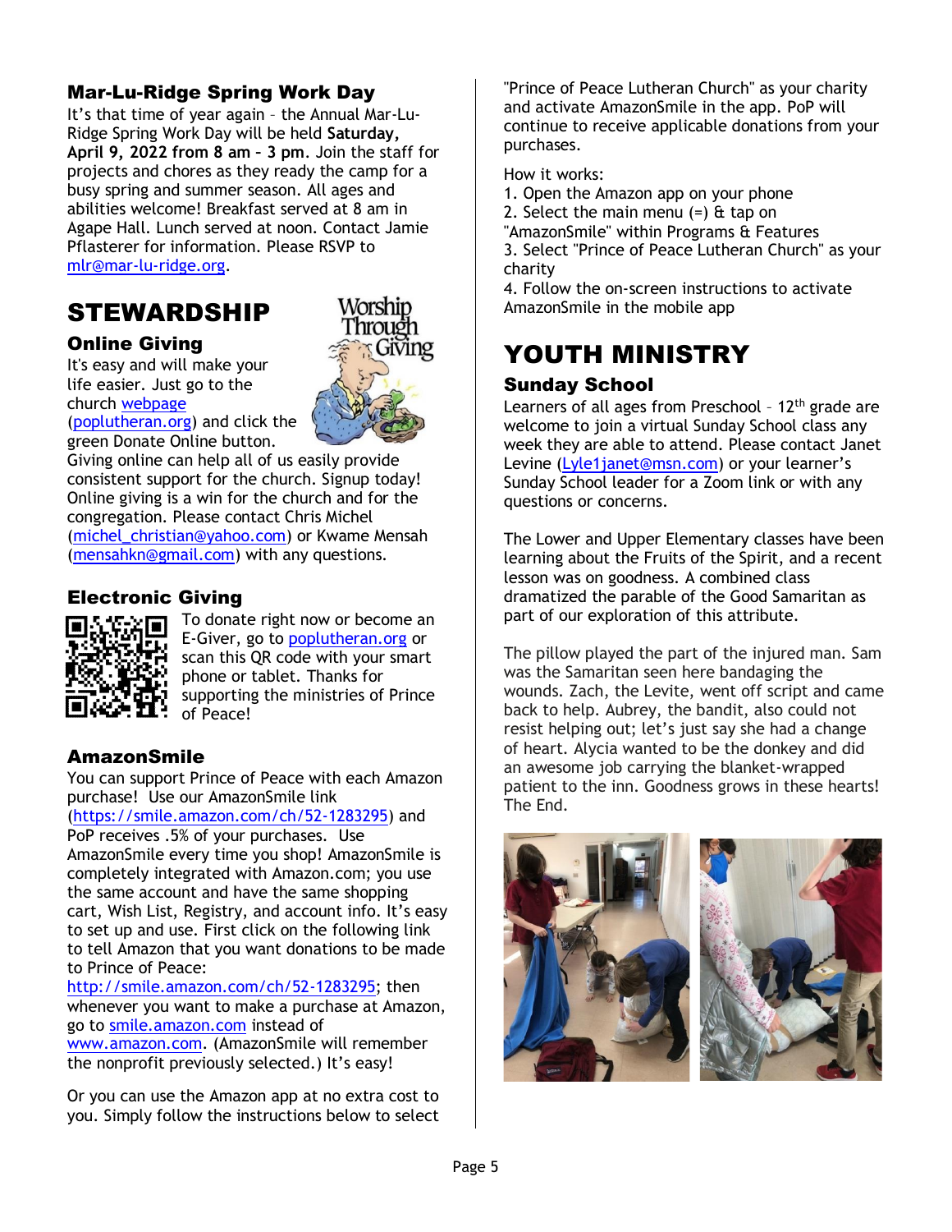## Mar-Lu-Ridge Spring Work Day

It's that time of year again – the Annual Mar-Lu-Ridge Spring Work Day will be held **Saturday, April 9, 2022 from 8 am – 3 pm**. Join the staff for projects and chores as they ready the camp for a busy spring and summer season. All ages and abilities welcome! Breakfast served at 8 am in Agape Hall. Lunch served at noon. Contact Jamie Pflasterer for information. Please RSVP to mlr@mar-lu-ridge.org.

# STEWARDSHIP

### Online Giving

It's easy and will make your life easier. Just go to the church webpage (poplutheran.org) and click the green Donate Online button. Giving online can help all of us easily provide consistent support for the church. Signup today! Online giving is a win for the church and for the congregation. Please contact Chris Michel (michel_christian@yahoo.com) or Kwame Mensah (mensahkn@gmail.com) with any questions.

### Electronic Giving

To donate right now or become an E-Giver, go to poplutheran.org or scan this QR code with your smart phone or tablet. Thanks for supporting the ministries of Prince of Peace!

### AmazonSmile

You can support Prince of Peace with each Amazon purchase! Use our AmazonSmile link (https://smile.amazon.com/ch/52-1283295) and PoP receives .5% of your purchases. Use AmazonSmile every time you shop! AmazonSmile is completely integrated with Amazon.com; you use the same account and have the same shopping cart, Wish List, Registry, and account info. It's easy to set up and use. First click on the following link to tell Amazon that you want donations to be made to Prince of Peace: http://smile.amazon.com/ch/52-1283295; then whenever you want to make a purchase at Amazon, go to smile.amazon.com instead of www.amazon.com. (AmazonSmile will remember the nonprofit previously selected.) It's easy!

Or you can use the Amazon app at no extra cost to you. Simply follow the instructions below to select "Prince of Peace Lutheran Church" as your charity and activate AmazonSmile in the app. PoP will continue to receive applicable donations from your purchases.

How it works:

1. Open the Amazon app on your phone
2. Select the main menu (=) & tap on "AmazonSmile" within Programs & Features
3. Select "Prince of Peace Lutheran Church" as your charity
4. Follow the on-screen instructions to activate AmazonSmile in the mobile app

# YOUTH MINISTRY

### Sunday School

Learners of all ages from Preschool – 12th grade are welcome to join a virtual Sunday School class any week they are able to attend. Please contact Janet Levine (Lyle1janet@msn.com) or your learner's Sunday School leader for a Zoom link or with any questions or concerns.

The Lower and Upper Elementary classes have been learning about the Fruits of the Spirit, and a recent lesson was on goodness. A combined class dramatized the parable of the Good Samaritan as part of our exploration of this attribute.

The pillow played the part of the injured man. Sam was the Samaritan seen here bandaging the wounds. Zach, the Levite, went off script and came back to help. Aubrey, the bandit, also could not resist helping out; let's just say she had a change of heart. Alycia wanted to be the donkey and did an awesome job carrying the blanket-wrapped patient to the inn. Goodness grows in these hearts! The End.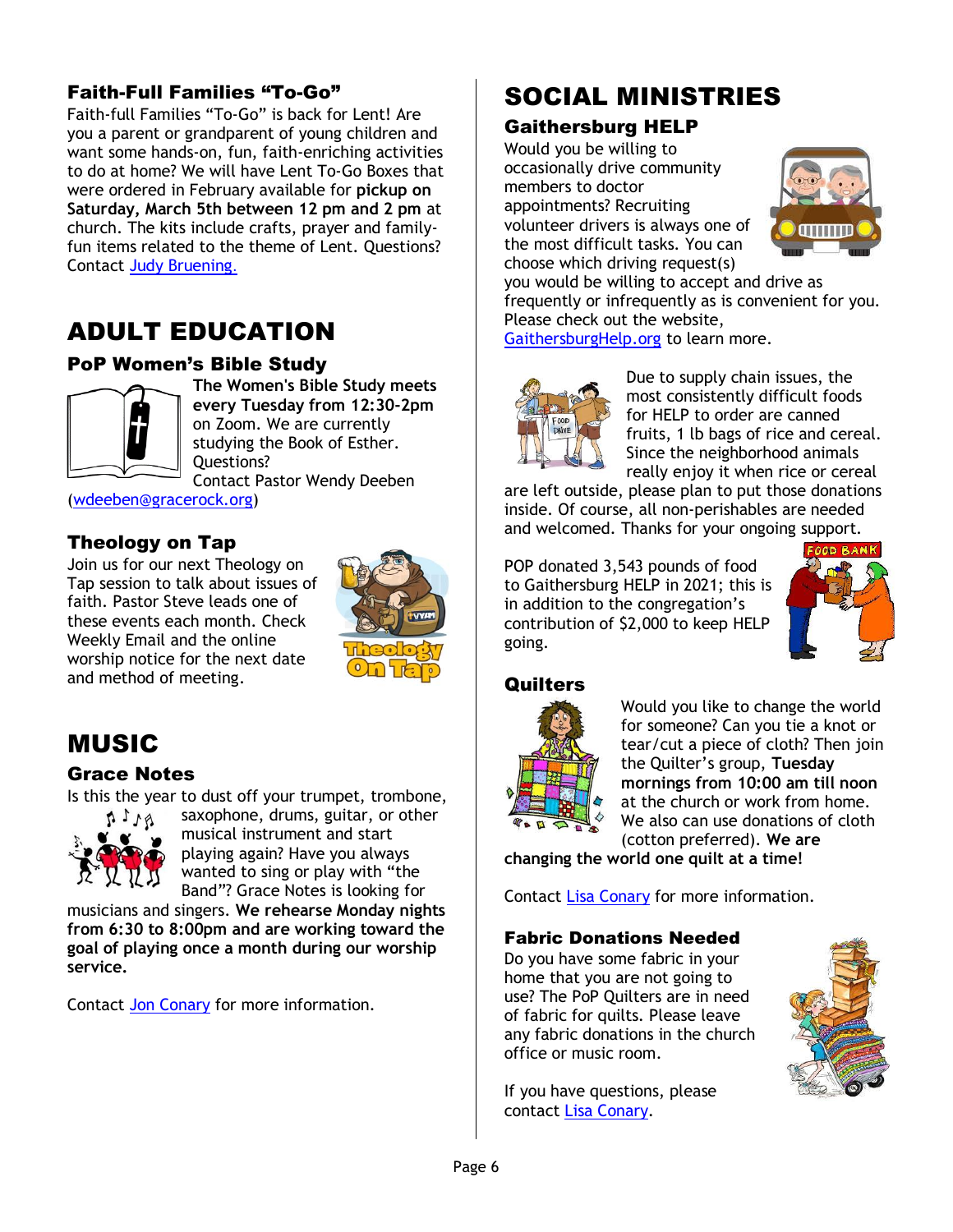## Faith-Full Families "To-Go"

Faith-full Families "To-Go" is back for Lent! Are you a parent or grandparent of young children and want some hands-on, fun, faith-enriching activities to do at home? We will have Lent To-Go Boxes that were ordered in February available for **pickup on Saturday, March 5th between 12 pm and 2 pm** at church. The kits include crafts, prayer and family-fun items related to the theme of Lent. Questions? Contact Judy Bruening.

# ADULT EDUCATION

## PoP Women's Bible Study

**The Women's Bible Study meets every Tuesday from 12:30-2pm** on Zoom. We are currently studying the Book of Esther. Questions?
Contact Pastor Wendy Deeben (wdeeben@gracerock.org)

## Theology on Tap

Join us for our next Theology on Tap session to talk about issues of faith. Pastor Steve leads one of these events each month. Check Weekly Email and the online worship notice for the next date and method of meeting.

# MUSIC

## Grace Notes

Is this the year to dust off your trumpet, trombone, saxophone, drums, guitar, or other musical instrument and start playing again? Have you always wanted to sing or play with "the Band"? Grace Notes is looking for musicians and singers. **We rehearse Monday nights from 6:30 to 8:00pm and are working toward the goal of playing once a month during our worship service.**

Contact Jon Conary for more information.

# SOCIAL MINISTRIES

## Gaithersburg HELP

Would you be willing to occasionally drive community members to doctor appointments? Recruiting volunteer drivers is always one of the most difficult tasks. You can choose which driving request(s) you would be willing to accept and drive as frequently or infrequently as is convenient for you. Please check out the website, GaithersburgHelp.org to learn more.

Due to supply chain issues, the most consistently difficult foods for HELP to order are canned fruits, 1 lb bags of rice and cereal. Since the neighborhood animals really enjoy it when rice or cereal are left outside, please plan to put those donations inside. Of course, all non-perishables are needed and welcomed. Thanks for your ongoing support.

POP donated 3,543 pounds of food to Gaithersburg HELP in 2021; this is in addition to the congregation's contribution of $2,000 to keep HELP going.

## Quilters

Would you like to change the world for someone? Can you tie a knot or tear/cut a piece of cloth? Then join the Quilter's group, **Tuesday mornings from 10:00 am till noon** at the church or work from home. We also can use donations of cloth (cotton preferred). **We are changing the world one quilt at a time!**

Contact Lisa Conary for more information.

## Fabric Donations Needed

Do you have some fabric in your home that you are not going to use? The PoP Quilters are in need of fabric for quilts. Please leave any fabric donations in the church office or music room.

If you have questions, please contact Lisa Conary.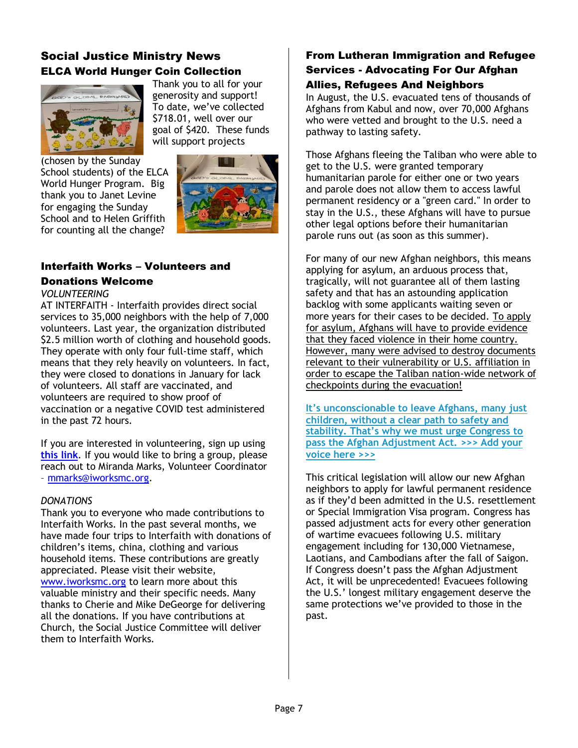## Social Justice Ministry News

### ELCA World Hunger Coin Collection

Thank you to all for your generosity and support! To date, we've collected $718.01, well over our goal of $420. These funds will support projects (chosen by the Sunday School students) of the ELCA World Hunger Program. Big thank you to Janet Levine for engaging the Sunday School and to Helen Griffith for counting all the change?

### Interfaith Works – Volunteers and Donations Welcome

*VOLUNTEERING*

AT INTERFAITH - Interfaith provides direct social services to 35,000 neighbors with the help of 7,000 volunteers. Last year, the organization distributed $2.5 million worth of clothing and household goods. They operate with only four full-time staff, which means that they rely heavily on volunteers. In fact, they were closed to donations in January for lack of volunteers. All staff are vaccinated, and volunteers are required to show proof of vaccination or a negative COVID test administered in the past 72 hours.

If you are interested in volunteering, sign up using **this link**. If you would like to bring a group, please reach out to Miranda Marks, Volunteer Coordinator – mmarks@iworksmc.org.

*DONATIONS*

Thank you to everyone who made contributions to Interfaith Works. In the past several months, we have made four trips to Interfaith with donations of children's items, china, clothing and various household items. These contributions are greatly appreciated. Please visit their website, www.iworksmc.org to learn more about this valuable ministry and their specific needs. Many thanks to Cherie and Mike DeGeorge for delivering all the donations. If you have contributions at Church, the Social Justice Committee will deliver them to Interfaith Works.

### From Lutheran Immigration and Refugee Services - Advocating For Our Afghan Allies, Refugees And Neighbors

In August, the U.S. evacuated tens of thousands of Afghans from Kabul and now, over 70,000 Afghans who were vetted and brought to the U.S. need a pathway to lasting safety.

Those Afghans fleeing the Taliban who were able to get to the U.S. were granted temporary humanitarian parole for either one or two years and parole does not allow them to access lawful permanent residency or a "green card." In order to stay in the U.S., these Afghans will have to pursue other legal options before their humanitarian parole runs out (as soon as this summer).

For many of our new Afghan neighbors, this means applying for asylum, an arduous process that, tragically, will not guarantee all of them lasting safety and that has an astounding application backlog with some applicants waiting seven or more years for their cases to be decided. To apply for asylum, Afghans will have to provide evidence that they faced violence in their home country. However, many were advised to destroy documents relevant to their vulnerability or U.S. affiliation in order to escape the Taliban nation-wide network of checkpoints during the evacuation!

It's unconscionable to leave Afghans, many just children, without a clear path to safety and stability. That's why we must urge Congress to pass the Afghan Adjustment Act. >>> Add your voice here >>>

This critical legislation will allow our new Afghan neighbors to apply for lawful permanent residence as if they'd been admitted in the U.S. resettlement or Special Immigration Visa program. Congress has passed adjustment acts for every other generation of wartime evacuees following U.S. military engagement including for 130,000 Vietnamese, Laotians, and Cambodians after the fall of Saigon. If Congress doesn't pass the Afghan Adjustment Act, it will be unprecedented! Evacuees following the U.S.' longest military engagement deserve the same protections we've provided to those in the past.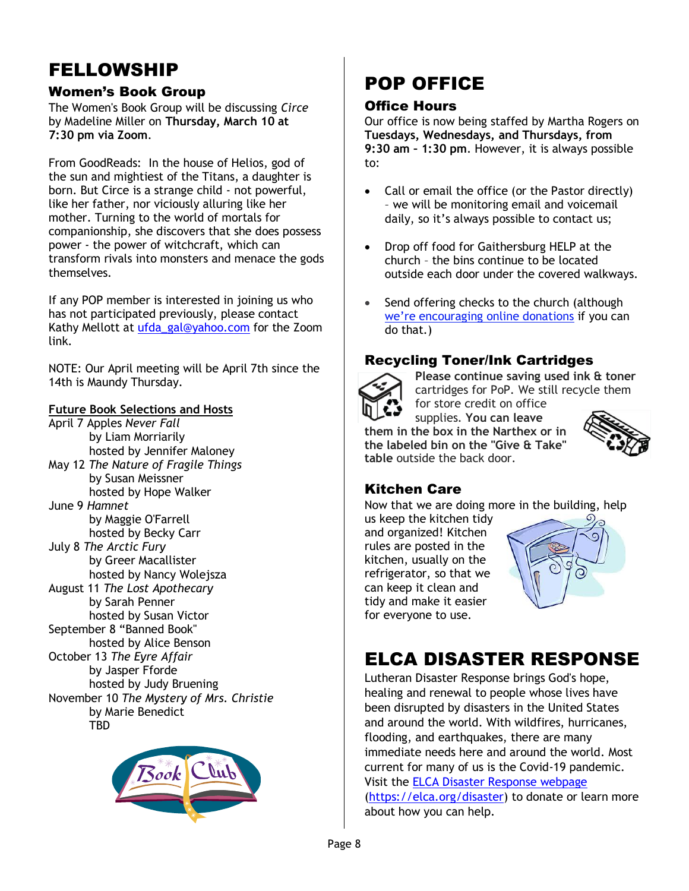# FELLOWSHIP

## Women's Book Group

The Women's Book Group will be discussing *Circe* by Madeline Miller on **Thursday, March 10 at 7:30 pm via Zoom**.

From GoodReads: In the house of Helios, god of the sun and mightiest of the Titans, a daughter is born. But Circe is a strange child - not powerful, like her father, nor viciously alluring like her mother. Turning to the world of mortals for companionship, she discovers that she does possess power - the power of witchcraft, which can transform rivals into monsters and menace the gods themselves.

If any POP member is interested in joining us who has not participated previously, please contact Kathy Mellott at ufda_gal@yahoo.com for the Zoom link.

NOTE: Our April meeting will be April 7th since the 14th is Maundy Thursday.

**Future Book Selections and Hosts**

April 7 Apples *Never Fall*
by Liam Morriarily
hosted by Jennifer Maloney

May 12 *The Nature of Fragile Things*
by Susan Meissner
hosted by Hope Walker

June 9 *Hamnet*
by Maggie O'Farrell
hosted by Becky Carr

July 8 *The Arctic Fury*
by Greer Macallister
hosted by Nancy Wolejsza

August 11 *The Lost Apothecary*
by Sarah Penner
hosted by Susan Victor

September 8 "Banned Book"
hosted by Alice Benson

October 13 *The Eyre Affair*
by Jasper Fforde
hosted by Judy Bruening

November 10 *The Mystery of Mrs. Christie*
by Marie Benedict
TBD

# POP OFFICE

## Office Hours

Our office is now being staffed by Martha Rogers on **Tuesdays, Wednesdays, and Thursdays, from 9:30 am – 1:30 pm**. However, it is always possible to:

- Call or email the office (or the Pastor directly) – we will be monitoring email and voicemail daily, so it's always possible to contact us;
- Drop off food for Gaithersburg HELP at the church – the bins continue to be located outside each door under the covered walkways.
- Send offering checks to the church (although we're encouraging online donations if you can do that.)

## Recycling Toner/Ink Cartridges

**Please continue saving used ink & toner** cartridges for PoP. We still recycle them for store credit on office supplies. **You can leave them in the box in the Narthex or in the labeled bin on the "Give & Take" table** outside the back door.

## Kitchen Care

Now that we are doing more in the building, help us keep the kitchen tidy and organized! Kitchen rules are posted in the kitchen, usually on the refrigerator, so that we can keep it clean and tidy and make it easier for everyone to use.

# ELCA DISASTER RESPONSE

Lutheran Disaster Response brings God's hope, healing and renewal to people whose lives have been disrupted by disasters in the United States and around the world. With wildfires, hurricanes, flooding, and earthquakes, there are many immediate needs here and around the world. Most current for many of us is the Covid-19 pandemic. Visit the ELCA Disaster Response webpage (https://elca.org/disaster) to donate or learn more about how you can help.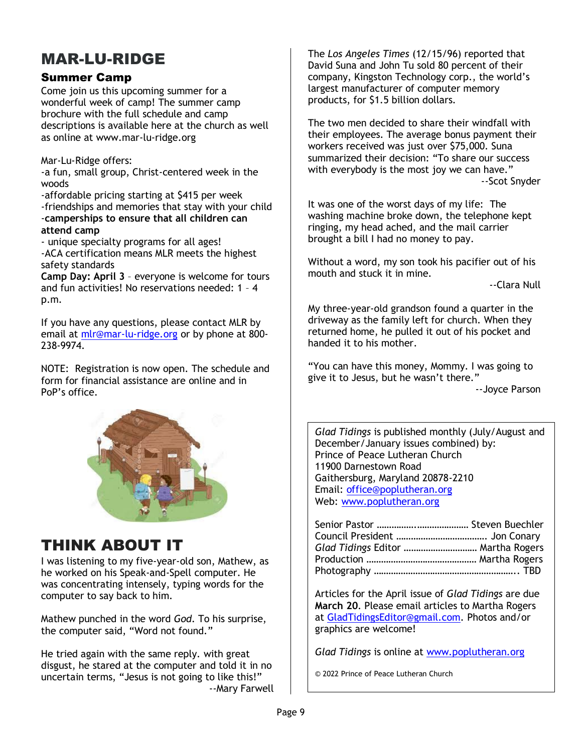# MAR-LU-RIDGE

## Summer Camp

Come join us this upcoming summer for a wonderful week of camp! The summer camp brochure with the full schedule and camp descriptions is available here at the church as well as online at www.mar-lu-ridge.org

Mar-Lu-Ridge offers:

-a fun, small group, Christ-centered week in the woods
-affordable pricing starting at $415 per week
-friendships and memories that stay with your child
-**camperships to ensure that all children can attend camp**
- unique specialty programs for all ages!
-ACA certification means MLR meets the highest safety standards

**Camp Day: April 3** – everyone is welcome for tours and fun activities! No reservations needed: 1 – 4 p.m.

If you have any questions, please contact MLR by email at mlr@mar-lu-ridge.org or by phone at 800-238-9974.

NOTE: Registration is now open. The schedule and form for financial assistance are online and in PoP's office.

# THINK ABOUT IT

I was listening to my five-year-old son, Mathew, as he worked on his Speak-and-Spell computer. He was concentrating intensely, typing words for the computer to say back to him.

Mathew punched in the word *God*. To his surprise, the computer said, "Word not found."

He tried again with the same reply. with great disgust, he stared at the computer and told it in no uncertain terms, "Jesus is not going to like this!"

--Mary Farwell

The *Los Angeles Times* (12/15/96) reported that David Suna and John Tu sold 80 percent of their company, Kingston Technology corp., the world's largest manufacturer of computer memory products, for $1.5 billion dollars.

The two men decided to share their windfall with their employees. The average bonus payment their workers received was just over $75,000. Suna summarized their decision: "To share our success with everybody is the most joy we can have."

--Scot Snyder

It was one of the worst days of my life: The washing machine broke down, the telephone kept ringing, my head ached, and the mail carrier brought a bill I had no money to pay.

Without a word, my son took his pacifier out of his mouth and stuck it in mine.

--Clara Null

My three-year-old grandson found a quarter in the driveway as the family left for church. When they returned home, he pulled it out of his pocket and handed it to his mother.

"You can have this money, Mommy. I was going to give it to Jesus, but he wasn't there."

--Joyce Parson

---

*Glad Tidings* is published monthly (July/August and December/January issues combined) by:
Prince of Peace Lutheran Church
11900 Darnestown Road
Gaithersburg, Maryland 20878-2210
Email: office@poplutheran.org
Web: www.poplutheran.org

Senior Pastor ................................ Steven Buechler
Council President .............................. Jon Conary
*Glad Tidings* Editor ........................ Martha Rogers
Production ....................................... Martha Rogers
Photography .................................................. TBD

Articles for the April issue of *Glad Tidings* are due **March 20**. Please email articles to Martha Rogers at GladTidingsEditor@gmail.com. Photos and/or graphics are welcome!

*Glad Tidings* is online at www.poplutheran.org

© 2022 Prince of Peace Lutheran Church